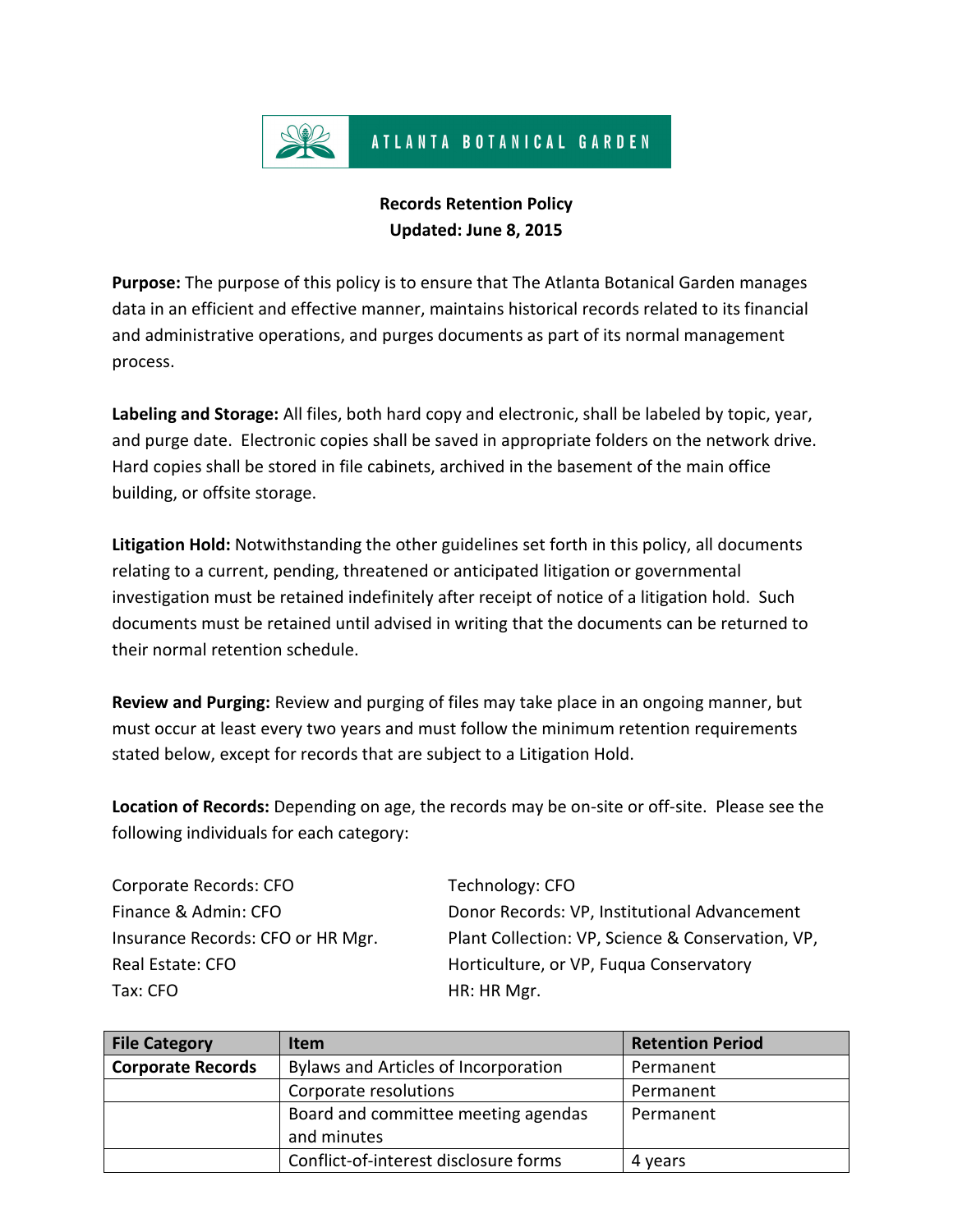ATLANTA BOTANICAL GARDEN

# Records Retention Policy
## Updated: June 8, 2015

**Purpose:** The purpose of this policy is to ensure that The Atlanta Botanical Garden manages data in an efficient and effective manner, maintains historical records related to its financial and administrative operations, and purges documents as part of its normal management process.

**Labeling and Storage:** All files, both hard copy and electronic, shall be labeled by topic, year, and purge date. Electronic copies shall be saved in appropriate folders on the network drive. Hard copies shall be stored in file cabinets, archived in the basement of the main office building, or offsite storage.

**Litigation Hold:** Notwithstanding the other guidelines set forth in this policy, all documents relating to a current, pending, threatened or anticipated litigation or governmental investigation must be retained indefinitely after receipt of notice of a litigation hold. Such documents must be retained until advised in writing that the documents can be returned to their normal retention schedule.

**Review and Purging:** Review and purging of files may take place in an ongoing manner, but must occur at least every two years and must follow the minimum retention requirements stated below, except for records that are subject to a Litigation Hold.

**Location of Records:** Depending on age, the records may be on-site or off-site. Please see the following individuals for each category:

Corporate Records: CFO
Finance & Admin: CFO
Insurance Records: CFO or HR Mgr.
Real Estate: CFO
Tax: CFO
Technology: CFO
Donor Records: VP, Institutional Advancement
Plant Collection: VP, Science & Conservation, VP, Horticulture, or VP, Fuqua Conservatory
HR: HR Mgr.

| File Category | Item | Retention Period |
|---|---|---|
| **Corporate Records** | Bylaws and Articles of Incorporation | Permanent |
| | Corporate resolutions | Permanent |
| | Board and committee meeting agendas and minutes | Permanent |
| | Conflict-of-interest disclosure forms | 4 years |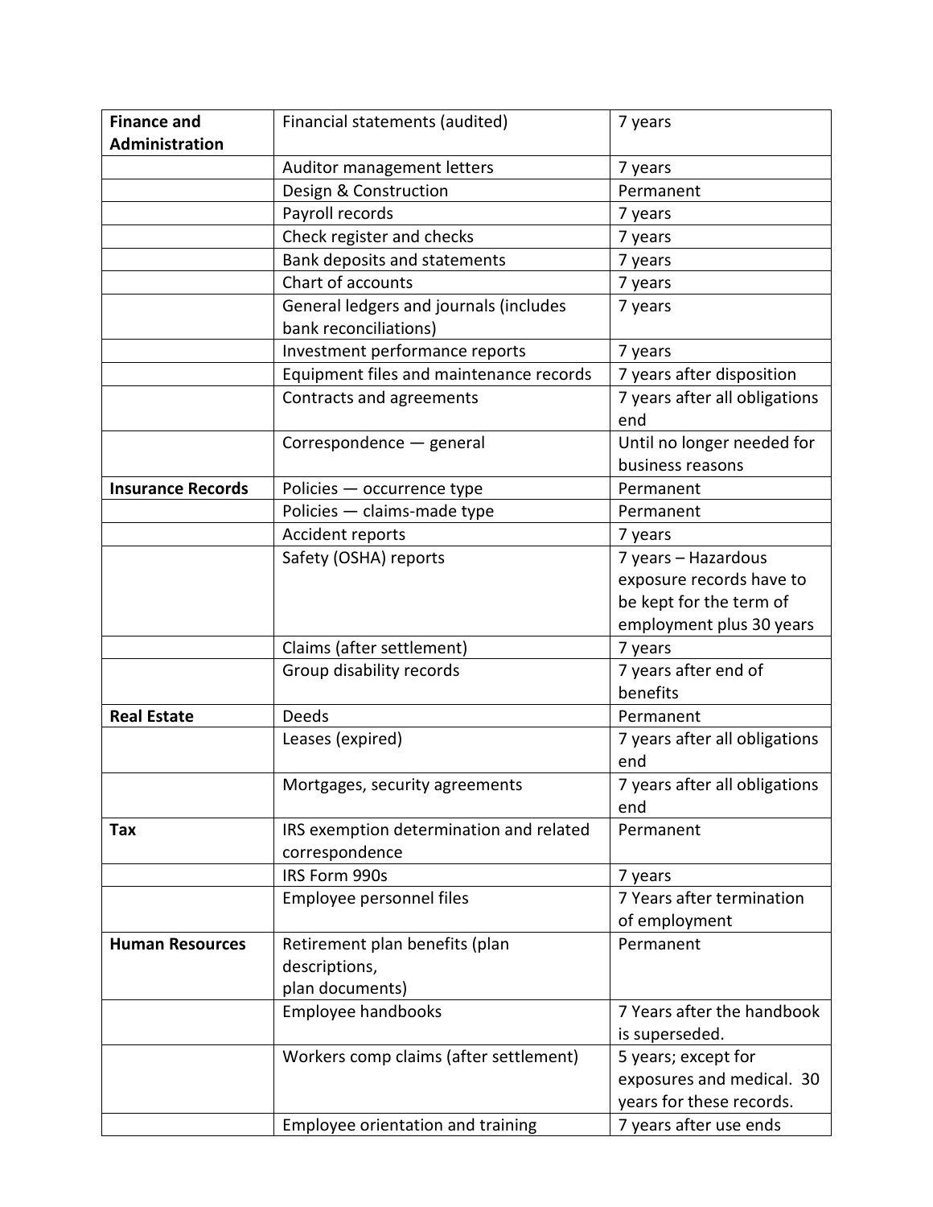| **Finance and Administration** | Financial statements (audited) | 7 years |
| --- | --- | --- |
| | Auditor management letters | 7 years |
| | Design & Construction | Permanent |
| | Payroll records | 7 years |
| | Check register and checks | 7 years |
| | Bank deposits and statements | 7 years |
| | Chart of accounts | 7 years |
| | General ledgers and journals (includes bank reconciliations) | 7 years |
| | Investment performance reports | 7 years |
| | Equipment files and maintenance records | 7 years after disposition |
| | Contracts and agreements | 7 years after all obligations end |
| | Correspondence — general | Until no longer needed for business reasons |
| **Insurance Records** | Policies — occurrence type | Permanent |
| | Policies — claims-made type | Permanent |
| | Accident reports | 7 years |
| | Safety (OSHA) reports | 7 years – Hazardous exposure records have to be kept for the term of employment plus 30 years |
| | Claims (after settlement) | 7 years |
| | Group disability records | 7 years after end of benefits |
| **Real Estate** | Deeds | Permanent |
| | Leases (expired) | 7 years after all obligations end |
| | Mortgages, security agreements | 7 years after all obligations end |
| **Tax** | IRS exemption determination and related correspondence | Permanent |
| | IRS Form 990s | 7 years |
| | Employee personnel files | 7 Years after termination of employment |
| **Human Resources** | Retirement plan benefits (plan descriptions, plan documents) | Permanent |
| | Employee handbooks | 7 Years after the handbook is superseded. |
| | Workers comp claims (after settlement) | 5 years; except for exposures and medical. 30 years for these records. |
| | Employee orientation and training | 7 years after use ends |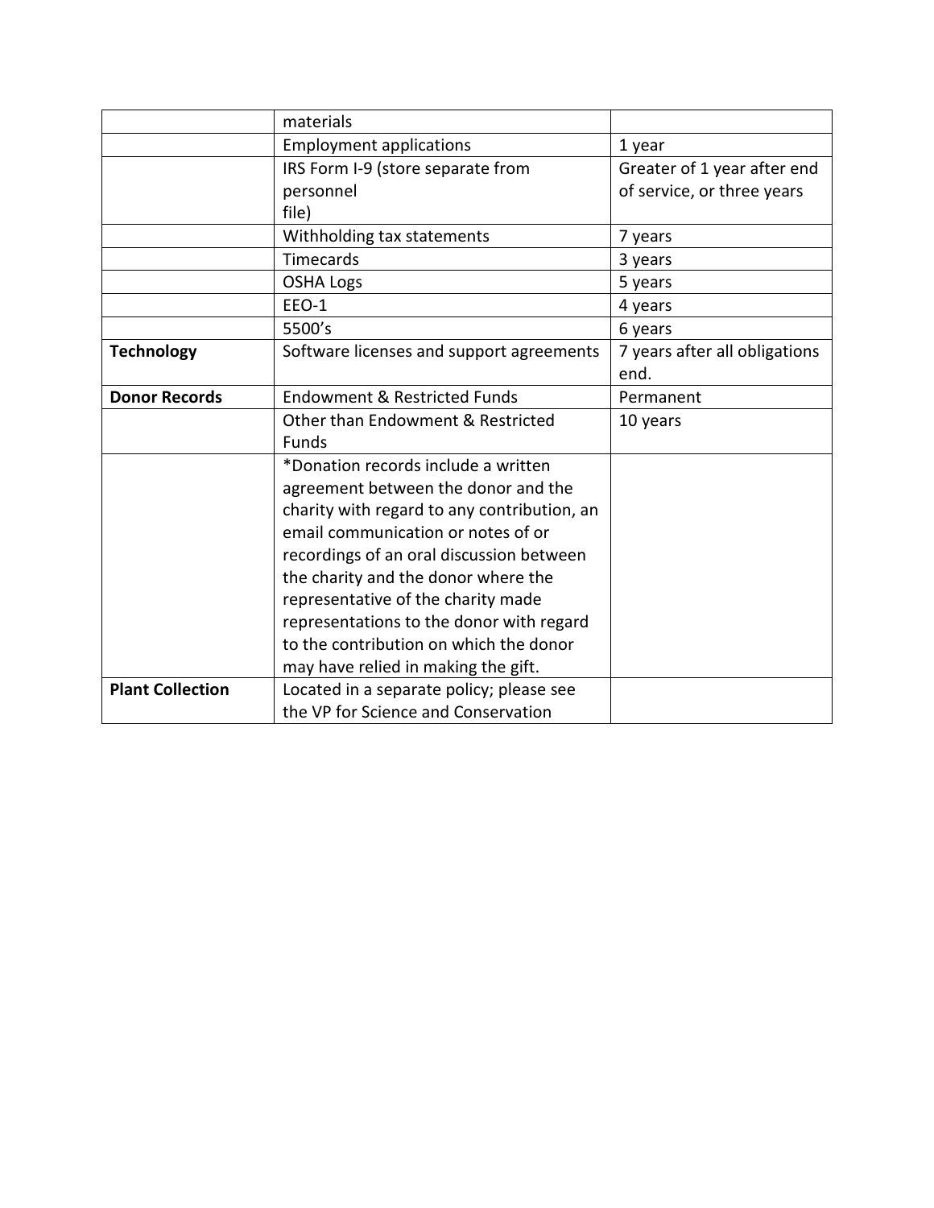| | | |
|---|---|---|
| | materials | |
| | Employment applications | 1 year |
| | IRS Form I-9 (store separate from personnel file) | Greater of 1 year after end of service, or three years |
| | Withholding tax statements | 7 years |
| | Timecards | 3 years |
| | OSHA Logs | 5 years |
| | EEO-1 | 4 years |
| | 5500’s | 6 years |
| **Technology** | Software licenses and support agreements | 7 years after all obligations end. |
| **Donor Records** | Endowment & Restricted Funds | Permanent |
| | Other than Endowment & Restricted Funds | 10 years |
| | *Donation records include a written agreement between the donor and the charity with regard to any contribution, an email communication or notes of or recordings of an oral discussion between the charity and the donor where the representative of the charity made representations to the donor with regard to the contribution on which the donor may have relied in making the gift. | |
| **Plant Collection** | Located in a separate policy; please see the VP for Science and Conservation | |